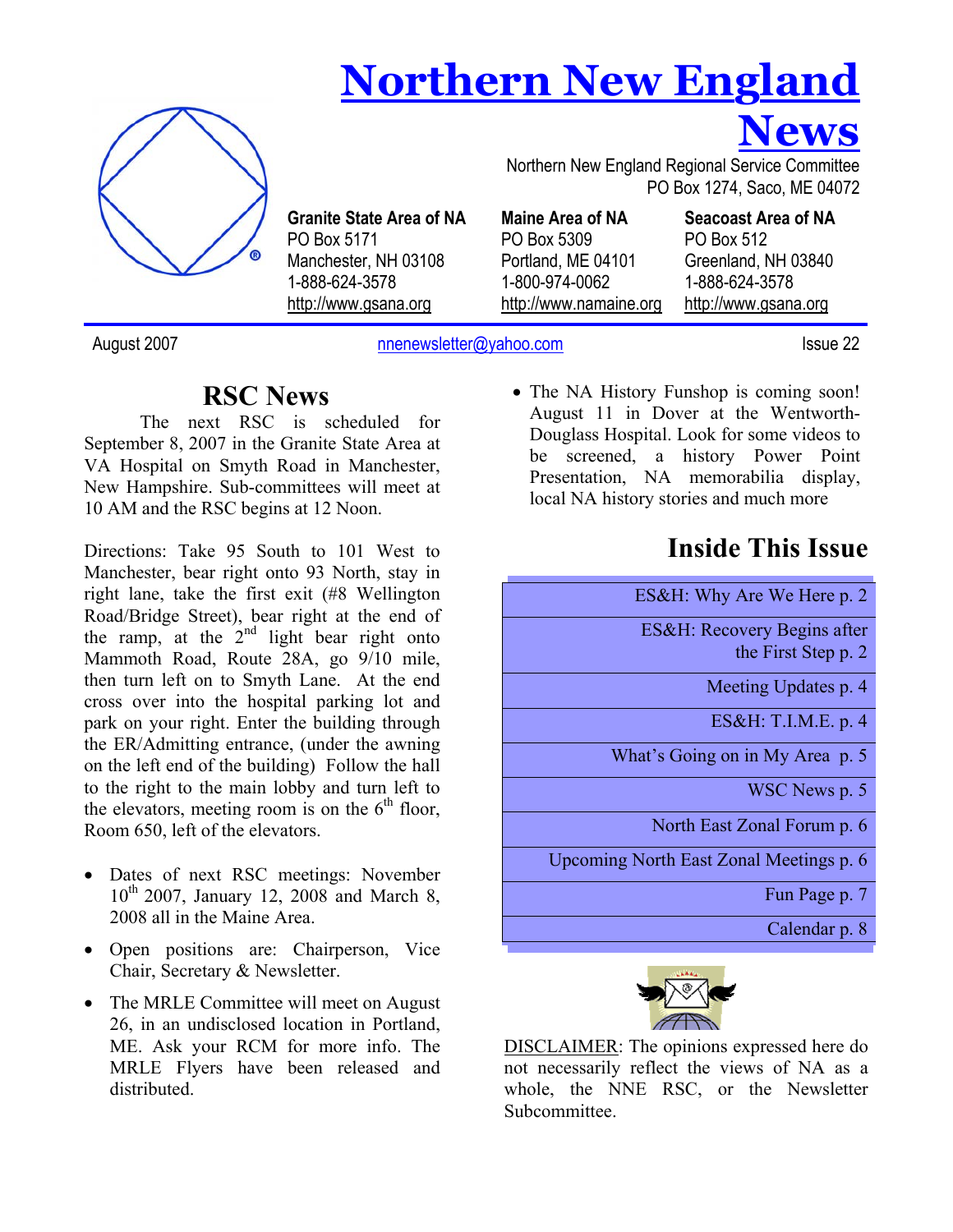# Northern New England News

Northern New England Regional Service Committee
PO Box 1274, Saco, ME 04072

| Granite State Area of NA | Maine Area of NA | Seacoast Area of NA |
|---|---|---|
| PO Box 5171 | PO Box 5309 | PO Box 512 |
| Manchester, NH 03108 | Portland, ME 04101 | Greenland, NH 03840 |
| 1-888-624-3578 | 1-800-974-0062 | 1-888-624-3578 |
| http://www.gsana.org | http://www.namaine.org | http://www.gsana.org |

August 2007 — nnenewsletter@yahoo.com — Issue 22

## RSC News

The next RSC is scheduled for September 8, 2007 in the Granite State Area at VA Hospital on Smyth Road in Manchester, New Hampshire. Sub-committees will meet at 10 AM and the RSC begins at 12 Noon.

Directions: Take 95 South to 101 West to Manchester, bear right onto 93 North, stay in right lane, take the first exit (#8 Wellington Road/Bridge Street), bear right at the end of the ramp, at the 2nd light bear right onto Mammoth Road, Route 28A, go 9/10 mile, then turn left on to Smyth Lane. At the end cross over into the hospital parking lot and park on your right. Enter the building through the ER/Admitting entrance, (under the awning on the left end of the building) Follow the hall to the right to the main lobby and turn left to the elevators, meeting room is on the 6th floor, Room 650, left of the elevators.

- Dates of next RSC meetings: November 10th 2007, January 12, 2008 and March 8, 2008 all in the Maine Area.
- Open positions are: Chairperson, Vice Chair, Secretary & Newsletter.
- The MRLE Committee will meet on August 26, in an undisclosed location in Portland, ME. Ask your RCM for more info. The MRLE Flyers have been released and distributed.
- The NA History Funshop is coming soon! August 11 in Dover at the Wentworth-Douglass Hospital. Look for some videos to be screened, a history Power Point Presentation, NA memorabilia display, local NA history stories and much more

## Inside This Issue

- ES&H: Why Are We Here p. 2
- ES&H: Recovery Begins after the First Step p. 2
- Meeting Updates p. 4
- ES&H: T.I.M.E. p. 4
- What's Going on in My Area p. 5
- WSC News p. 5
- North East Zonal Forum p. 6
- Upcoming North East Zonal Meetings p. 6
- Fun Page p. 7
- Calendar p. 8

DISCLAIMER: The opinions expressed here do not necessarily reflect the views of NA as a whole, the NNE RSC, or the Newsletter Subcommittee.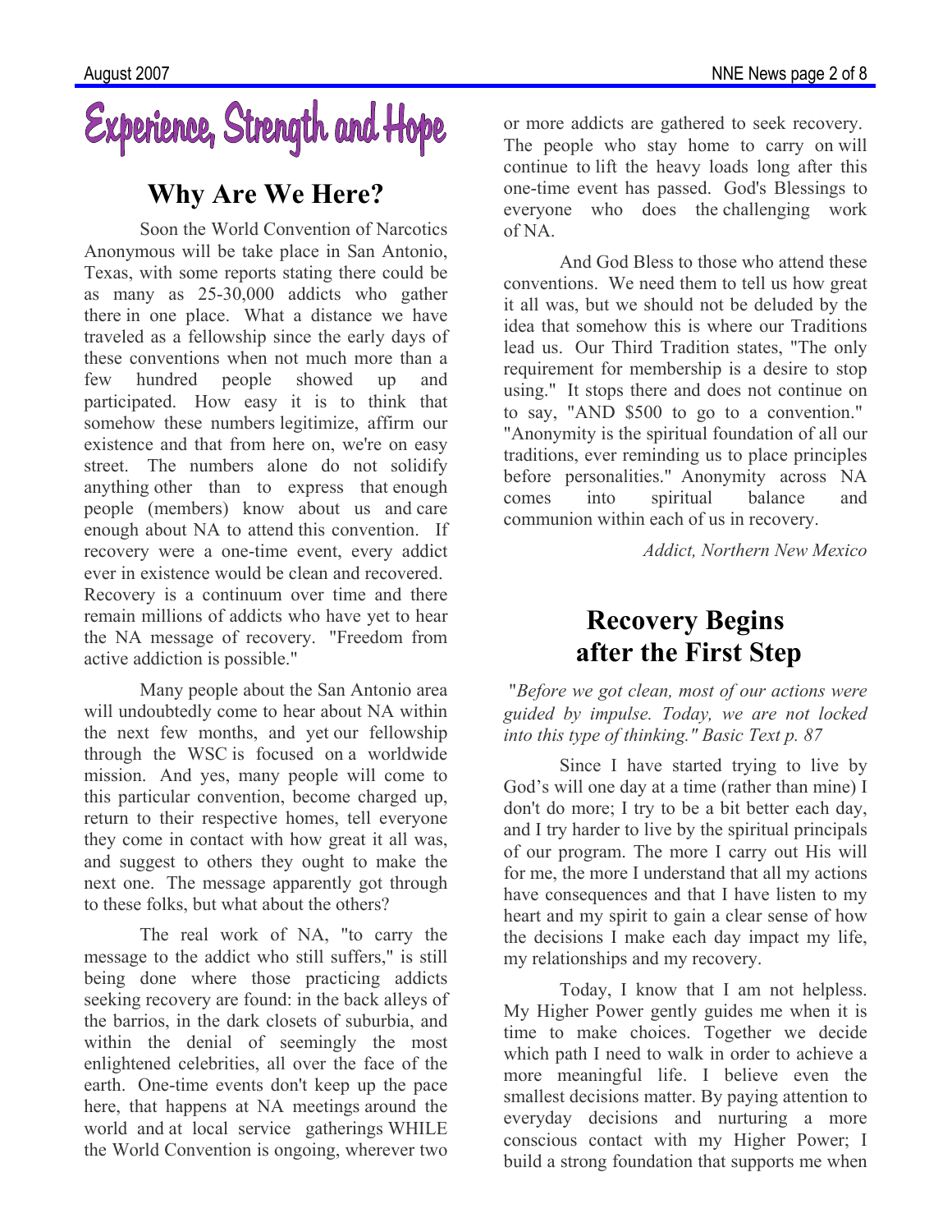# Experience, Strength and Hope

## Why Are We Here?

Soon the World Convention of Narcotics Anonymous will be take place in San Antonio, Texas, with some reports stating there could be as many as 25-30,000 addicts who gather there in one place. What a distance we have traveled as a fellowship since the early days of these conventions when not much more than a few hundred people showed up and participated. How easy it is to think that somehow these numbers legitimize, affirm our existence and that from here on, we're on easy street. The numbers alone do not solidify anything other than to express that enough people (members) know about us and care enough about NA to attend this convention. If recovery were a one-time event, every addict ever in existence would be clean and recovered. Recovery is a continuum over time and there remain millions of addicts who have yet to hear the NA message of recovery. "Freedom from active addiction is possible."

Many people about the San Antonio area will undoubtedly come to hear about NA within the next few months, and yet our fellowship through the WSC is focused on a worldwide mission. And yes, many people will come to this particular convention, become charged up, return to their respective homes, tell everyone they come in contact with how great it all was, and suggest to others they ought to make the next one. The message apparently got through to these folks, but what about the others?

The real work of NA, "to carry the message to the addict who still suffers," is still being done where those practicing addicts seeking recovery are found: in the back alleys of the barrios, in the dark closets of suburbia, and within the denial of seemingly the most enlightened celebrities, all over the face of the earth. One-time events don't keep up the pace here, that happens at NA meetings around the world and at local service gatherings WHILE the World Convention is ongoing, wherever two or more addicts are gathered to seek recovery. The people who stay home to carry on will continue to lift the heavy loads long after this one-time event has passed. God's Blessings to everyone who does the challenging work of NA.

And God Bless to those who attend these conventions. We need them to tell us how great it all was, but we should not be deluded by the idea that somehow this is where our Traditions lead us. Our Third Tradition states, "The only requirement for membership is a desire to stop using." It stops there and does not continue on to say, "AND $500 to go to a convention." "Anonymity is the spiritual foundation of all our traditions, ever reminding us to place principles before personalities." Anonymity across NA comes into spiritual balance and communion within each of us in recovery.

*Addict, Northern New Mexico*

## Recovery Begins after the First Step

*"Before we got clean, most of our actions were guided by impulse. Today, we are not locked into this type of thinking." Basic Text p. 87*

Since I have started trying to live by God's will one day at a time (rather than mine) I don't do more; I try to be a bit better each day, and I try harder to live by the spiritual principals of our program. The more I carry out His will for me, the more I understand that all my actions have consequences and that I have listen to my heart and my spirit to gain a clear sense of how the decisions I make each day impact my life, my relationships and my recovery.

Today, I know that I am not helpless. My Higher Power gently guides me when it is time to make choices. Together we decide which path I need to walk in order to achieve a more meaningful life. I believe even the smallest decisions matter. By paying attention to everyday decisions and nurturing a more conscious contact with my Higher Power; I build a strong foundation that supports me when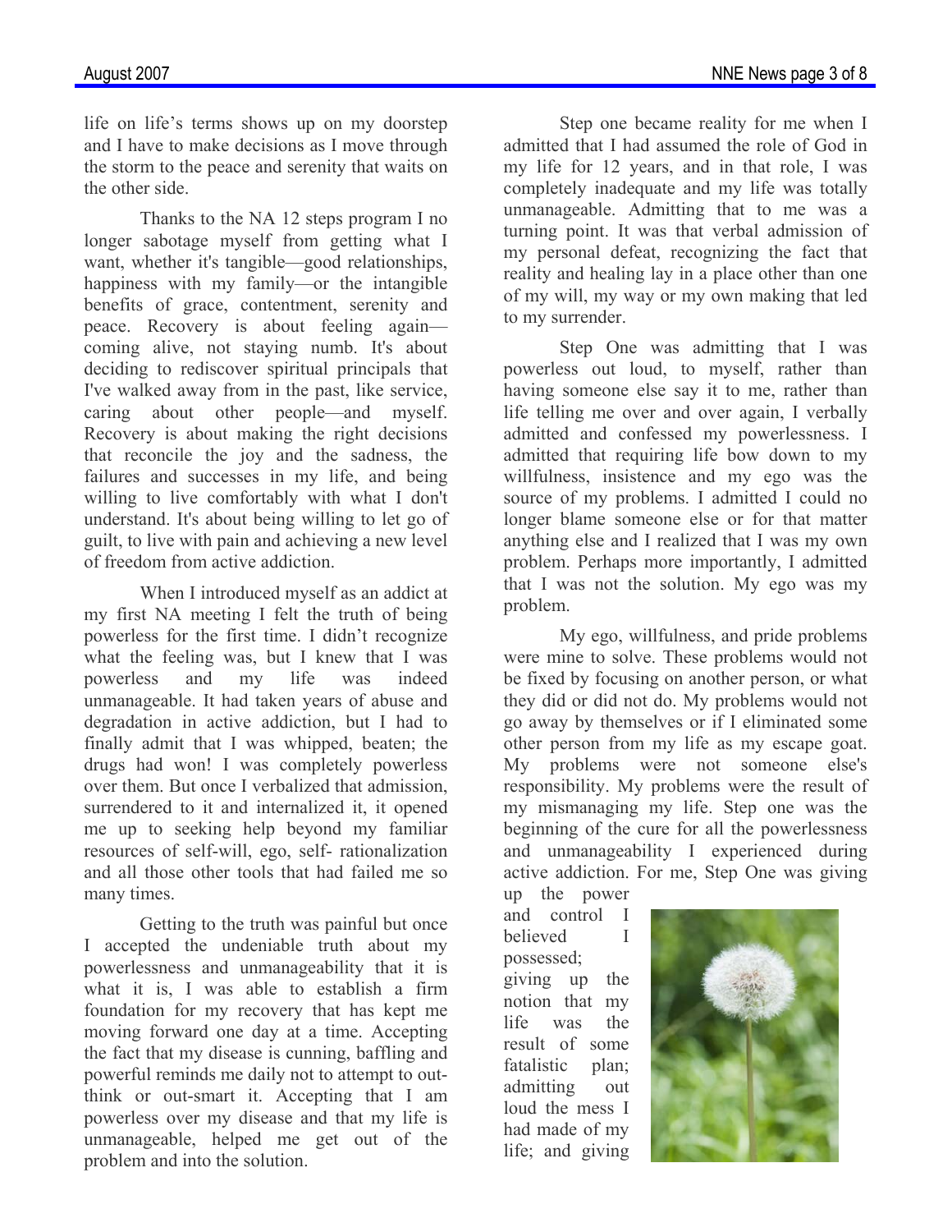life on life's terms shows up on my doorstep and I have to make decisions as I move through the storm to the peace and serenity that waits on the other side.

Thanks to the NA 12 steps program I no longer sabotage myself from getting what I want, whether it's tangible—good relationships, happiness with my family—or the intangible benefits of grace, contentment, serenity and peace. Recovery is about feeling again—coming alive, not staying numb. It's about deciding to rediscover spiritual principals that I've walked away from in the past, like service, caring about other people—and myself. Recovery is about making the right decisions that reconcile the joy and the sadness, the failures and successes in my life, and being willing to live comfortably with what I don't understand. It's about being willing to let go of guilt, to live with pain and achieving a new level of freedom from active addiction.

When I introduced myself as an addict at my first NA meeting I felt the truth of being powerless for the first time. I didn't recognize what the feeling was, but I knew that I was powerless and my life was indeed unmanageable. It had taken years of abuse and degradation in active addiction, but I had to finally admit that I was whipped, beaten; the drugs had won! I was completely powerless over them. But once I verbalized that admission, surrendered to it and internalized it, it opened me up to seeking help beyond my familiar resources of self-will, ego, self- rationalization and all those other tools that had failed me so many times.

Getting to the truth was painful but once I accepted the undeniable truth about my powerlessness and unmanageability that it is what it is, I was able to establish a firm foundation for my recovery that has kept me moving forward one day at a time. Accepting the fact that my disease is cunning, baffling and powerful reminds me daily not to attempt to out-think or out-smart it. Accepting that I am powerless over my disease and that my life is unmanageable, helped me get out of the problem and into the solution.

Step one became reality for me when I admitted that I had assumed the role of God in my life for 12 years, and in that role, I was completely inadequate and my life was totally unmanageable. Admitting that to me was a turning point. It was that verbal admission of my personal defeat, recognizing the fact that reality and healing lay in a place other than one of my will, my way or my own making that led to my surrender.

Step One was admitting that I was powerless out loud, to myself, rather than having someone else say it to me, rather than life telling me over and over again, I verbally admitted and confessed my powerlessness. I admitted that requiring life bow down to my willfulness, insistence and my ego was the source of my problems. I admitted I could no longer blame someone else or for that matter anything else and I realized that I was my own problem. Perhaps more importantly, I admitted that I was not the solution. My ego was my problem.

My ego, willfulness, and pride problems were mine to solve. These problems would not be fixed by focusing on another person, or what they did or did not do. My problems would not go away by themselves or if I eliminated some other person from my life as my escape goat. My problems were not someone else's responsibility. My problems were the result of my mismanaging my life. Step one was the beginning of the cure for all the powerlessness and unmanageability I experienced during active addiction. For me, Step One was giving up the power and control I believed I possessed; giving up the notion that my life was the result of some fatalistic plan; admitting out loud the mess I had made of my life; and giving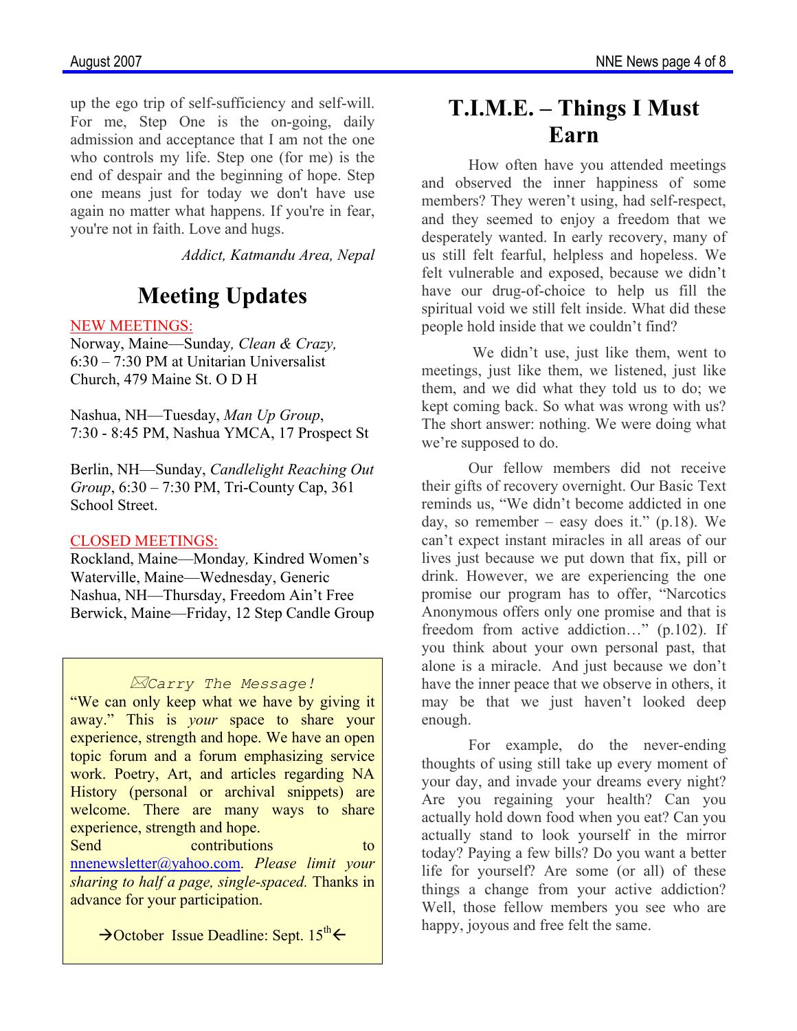up the ego trip of self-sufficiency and self-will. For me, Step One is the on-going, daily admission and acceptance that I am not the one who controls my life. Step one (for me) is the end of despair and the beginning of hope. Step one means just for today we don't have use again no matter what happens. If you're in fear, you're not in faith. Love and hugs.

*Addict, Katmandu Area, Nepal*

# Meeting Updates

NEW MEETINGS:

Norway, Maine—Sunday*, Clean & Crazy,* 6:30 – 7:30 PM at Unitarian Universalist Church, 479 Maine St. O D H

Nashua, NH—Tuesday, *Man Up Group*, 7:30 - 8:45 PM, Nashua YMCA, 17 Prospect St

Berlin, NH—Sunday, *Candlelight Reaching Out Group*, 6:30 – 7:30 PM, Tri-County Cap, 361 School Street.

CLOSED MEETINGS:

Rockland, Maine—Monday*,* Kindred Women's
Waterville, Maine—Wednesday, Generic
Nashua, NH—Thursday, Freedom Ain't Free
Berwick, Maine—Friday, 12 Step Candle Group

*Carry The Message!*

"We can only keep what we have by giving it away." This is *your* space to share your experience, strength and hope. We have an open topic forum and a forum emphasizing service work. Poetry, Art, and articles regarding NA History (personal or archival snippets) are welcome. There are many ways to share experience, strength and hope.
Send contributions to nnenewsletter@yahoo.com. *Please limit your sharing to half a page, single-spaced.* Thanks in advance for your participation.

→October Issue Deadline: Sept. 15th←

# T.I.M.E. – Things I Must Earn

How often have you attended meetings and observed the inner happiness of some members? They weren't using, had self-respect, and they seemed to enjoy a freedom that we desperately wanted. In early recovery, many of us still felt fearful, helpless and hopeless. We felt vulnerable and exposed, because we didn't have our drug-of-choice to help us fill the spiritual void we still felt inside. What did these people hold inside that we couldn't find?

We didn't use, just like them, went to meetings, just like them, we listened, just like them, and we did what they told us to do; we kept coming back. So what was wrong with us? The short answer: nothing. We were doing what we're supposed to do.

Our fellow members did not receive their gifts of recovery overnight. Our Basic Text reminds us, "We didn't become addicted in one day, so remember – easy does it." (p.18). We can't expect instant miracles in all areas of our lives just because we put down that fix, pill or drink. However, we are experiencing the one promise our program has to offer, "Narcotics Anonymous offers only one promise and that is freedom from active addiction…" (p.102). If you think about your own personal past, that alone is a miracle. And just because we don't have the inner peace that we observe in others, it may be that we just haven't looked deep enough.

For example, do the never-ending thoughts of using still take up every moment of your day, and invade your dreams every night? Are you regaining your health? Can you actually hold down food when you eat? Can you actually stand to look yourself in the mirror today? Paying a few bills? Do you want a better life for yourself? Are some (or all) of these things a change from your active addiction? Well, those fellow members you see who are happy, joyous and free felt the same.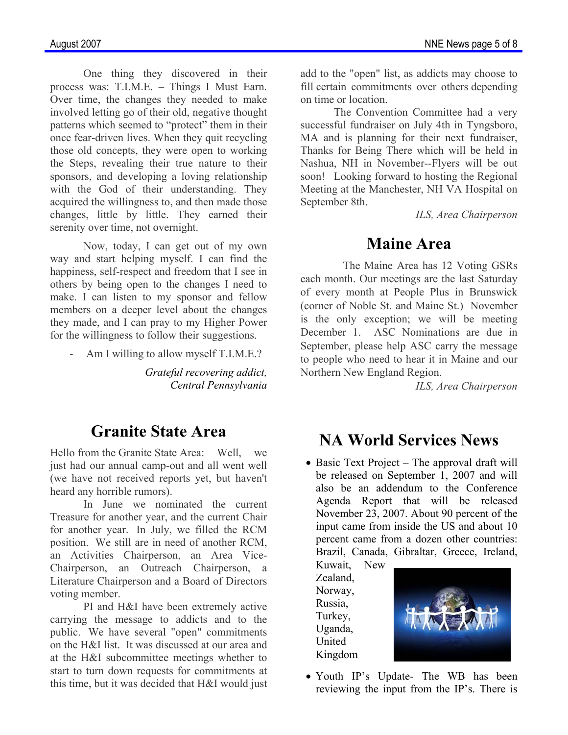One thing they discovered in their process was: T.I.M.E. – Things I Must Earn. Over time, the changes they needed to make involved letting go of their old, negative thought patterns which seemed to "protect" them in their once fear-driven lives. When they quit recycling those old concepts, they were open to working the Steps, revealing their true nature to their sponsors, and developing a loving relationship with the God of their understanding. They acquired the willingness to, and then made those changes, little by little. They earned their serenity over time, not overnight.

Now, today, I can get out of my own way and start helping myself. I can find the happiness, self-respect and freedom that I see in others by being open to the changes I need to make. I can listen to my sponsor and fellow members on a deeper level about the changes they made, and I can pray to my Higher Power for the willingness to follow their suggestions.

- Am I willing to allow myself T.I.M.E.?

*Grateful recovering addict,*
*Central Pennsylvania*

## Granite State Area

Hello from the Granite State Area: Well, we just had our annual camp-out and all went well (we have not received reports yet, but haven't heard any horrible rumors).

In June we nominated the current Treasure for another year, and the current Chair for another year. In July, we filled the RCM position. We still are in need of another RCM, an Activities Chairperson, an Area Vice-Chairperson, an Outreach Chairperson, a Literature Chairperson and a Board of Directors voting member.

PI and H&I have been extremely active carrying the message to addicts and to the public. We have several "open" commitments on the H&I list. It was discussed at our area and at the H&I subcommittee meetings whether to start to turn down requests for commitments at this time, but it was decided that H&I would just add to the "open" list, as addicts may choose to fill certain commitments over others depending on time or location.

The Convention Committee had a very successful fundraiser on July 4th in Tyngsboro, MA and is planning for their next fundraiser, Thanks for Being There which will be held in Nashua, NH in November--Flyers will be out soon! Looking forward to hosting the Regional Meeting at the Manchester, NH VA Hospital on September 8th.

*ILS, Area Chairperson*

## Maine Area

The Maine Area has 12 Voting GSRs each month. Our meetings are the last Saturday of every month at People Plus in Brunswick (corner of Noble St. and Maine St.) November is the only exception; we will be meeting December 1. ASC Nominations are due in September, please help ASC carry the message to people who need to hear it in Maine and our Northern New England Region.

*ILS, Area Chairperson*

## NA World Services News

- Basic Text Project – The approval draft will be released on September 1, 2007 and will also be an addendum to the Conference Agenda Report that will be released November 23, 2007. About 90 percent of the input came from inside the US and about 10 percent came from a dozen other countries: Brazil, Canada, Gibraltar, Greece, Ireland, Kuwait, New Zealand, Norway, Russia, Turkey, Uganda, United Kingdom
- Youth IP's Update- The WB has been reviewing the input from the IP's. There is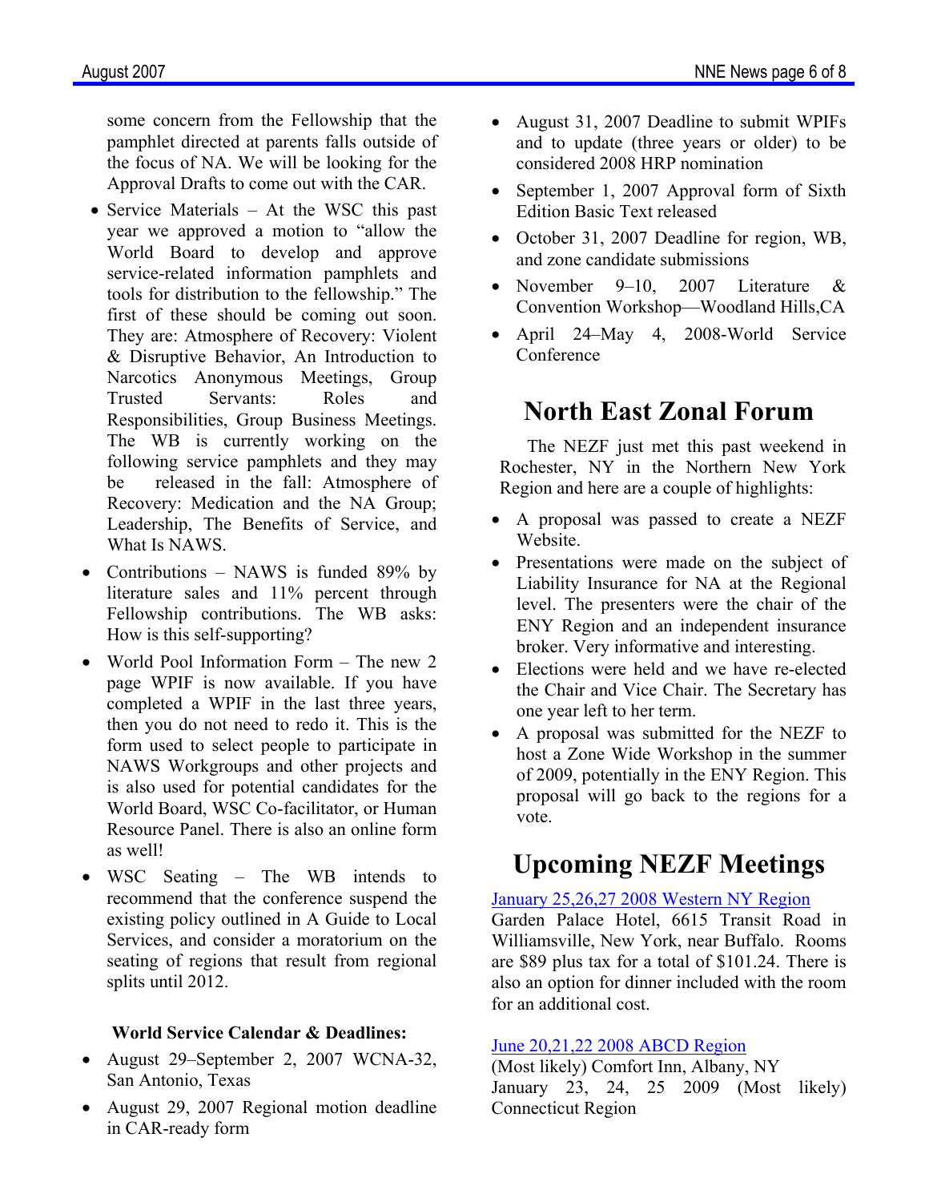some concern from the Fellowship that the pamphlet directed at parents falls outside of the focus of NA. We will be looking for the Approval Drafts to come out with the CAR.

- Service Materials – At the WSC this past year we approved a motion to "allow the World Board to develop and approve service-related information pamphlets and tools for distribution to the fellowship." The first of these should be coming out soon. They are: Atmosphere of Recovery: Violent & Disruptive Behavior, An Introduction to Narcotics Anonymous Meetings, Group Trusted Servants: Roles and Responsibilities, Group Business Meetings. The WB is currently working on the following service pamphlets and they may be released in the fall: Atmosphere of Recovery: Medication and the NA Group; Leadership, The Benefits of Service, and What Is NAWS.
- Contributions – NAWS is funded 89% by literature sales and 11% percent through Fellowship contributions. The WB asks: How is this self-supporting?
- World Pool Information Form – The new 2 page WPIF is now available. If you have completed a WPIF in the last three years, then you do not need to redo it. This is the form used to select people to participate in NAWS Workgroups and other projects and is also used for potential candidates for the World Board, WSC Co-facilitator, or Human Resource Panel. There is also an online form as well!
- WSC Seating – The WB intends to recommend that the conference suspend the existing policy outlined in A Guide to Local Services, and consider a moratorium on the seating of regions that result from regional splits until 2012.

**World Service Calendar & Deadlines:**

- August 29–September 2, 2007 WCNA-32, San Antonio, Texas
- August 29, 2007 Regional motion deadline in CAR-ready form
- August 31, 2007 Deadline to submit WPIFs and to update (three years or older) to be considered 2008 HRP nomination
- September 1, 2007 Approval form of Sixth Edition Basic Text released
- October 31, 2007 Deadline for region, WB, and zone candidate submissions
- November 9–10, 2007 Literature & Convention Workshop—Woodland Hills,CA
- April 24–May 4, 2008-World Service Conference

# North East Zonal Forum

The NEZF just met this past weekend in Rochester, NY in the Northern New York Region and here are a couple of highlights:

- A proposal was passed to create a NEZF Website.
- Presentations were made on the subject of Liability Insurance for NA at the Regional level. The presenters were the chair of the ENY Region and an independent insurance broker. Very informative and interesting.
- Elections were held and we have re-elected the Chair and Vice Chair. The Secretary has one year left to her term.
- A proposal was submitted for the NEZF to host a Zone Wide Workshop in the summer of 2009, potentially in the ENY Region. This proposal will go back to the regions for a vote.

# Upcoming NEZF Meetings

January 25,26,27 2008 Western NY Region
Garden Palace Hotel, 6615 Transit Road in Williamsville, New York, near Buffalo. Rooms are $89 plus tax for a total of $101.24. There is also an option for dinner included with the room for an additional cost.

June 20,21,22 2008 ABCD Region
(Most likely) Comfort Inn, Albany, NY
January 23, 24, 25 2009 (Most likely) Connecticut Region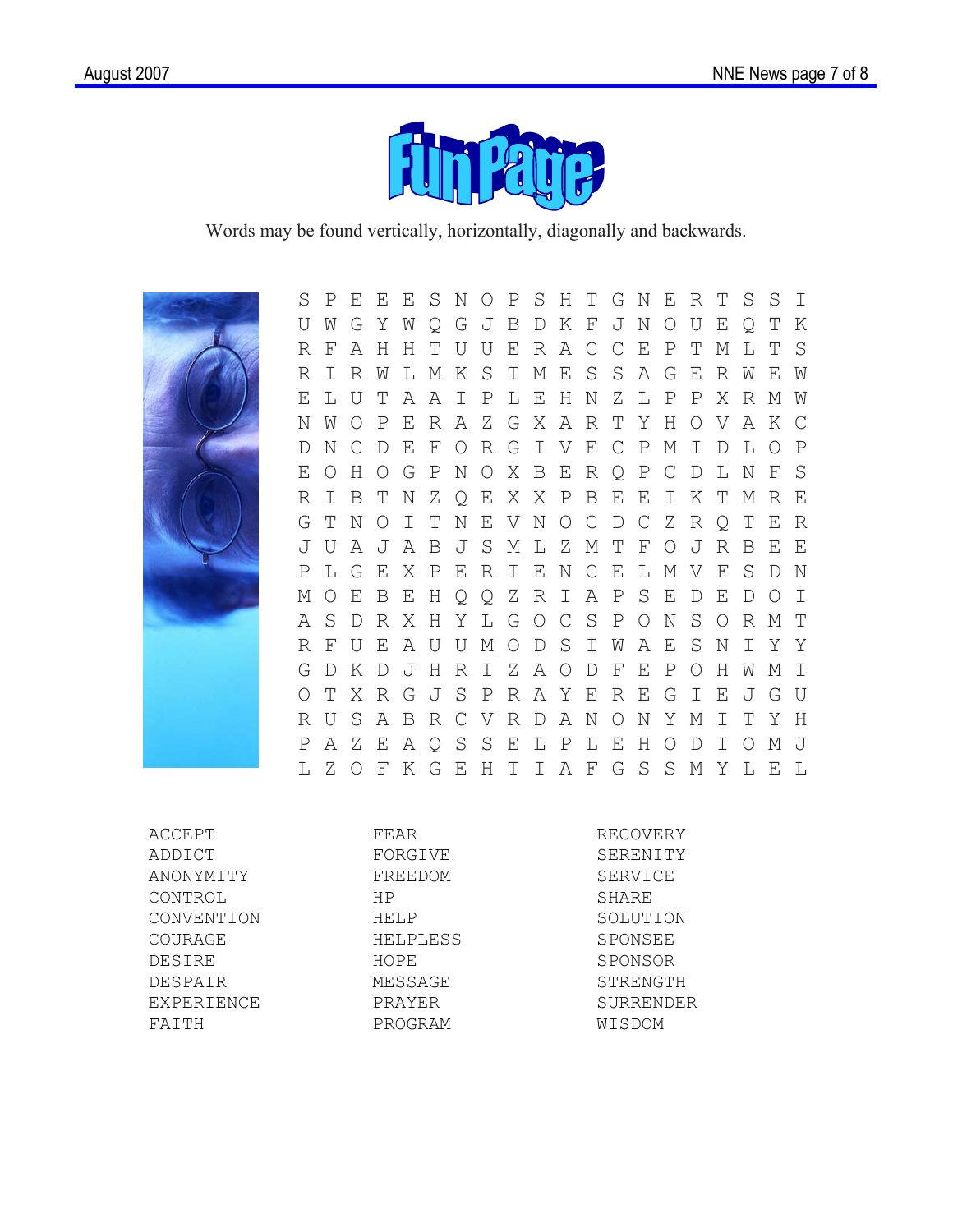# Fun Page

Words may be found vertically, horizontally, diagonally and backwards.

```
S P E E E S N O P S H T G N E R T S S I
U W G Y W Q G J B D K F J N O U E Q T K
R F A H H T U U E R A C C E P T M L T S
R I R W L M K S T M E S S A G E R W E W
E L U T A A I P L E H N Z L P P X R M W
N W O P E R A Z G X A R T Y H O V A K C
D N C D E F O R G I V E C P M I D L O P
E O H O G P N O X B E R Q P C D L N F S
R I B T N Z Q E X X P B E E I K T M R E
G T N O I T N E V N O C D C Z R Q T E R
J U A J A B J S M L Z M T F O J R B E E
P L G E X P E R I E N C E L M V F S D N
M O E B E H Q Q Z R I A P S E D E D O I
A S D R X H Y L G O C S P O N S O R M T
R F U E A U U M O D S I W A E S N I Y Y
G D K D J H R I Z A O D F E P O H W M I
O T X R G J S P R A Y E R E G I E J G U
R U S A B R C V R D A N O N Y M I T Y H
P A Z E A Q S S E L P L E H O D I O M J
L Z O F K G E H T I A F G S S M Y L E L
```

| | | |
|---|---|---|
| ACCEPT | FEAR | RECOVERY |
| ADDICT | FORGIVE | SERENITY |
| ANONYMITY | FREEDOM | SERVICE |
| CONTROL | HP | SHARE |
| CONVENTION | HELP | SOLUTION |
| COURAGE | HELPLESS | SPONSEE |
| DESIRE | HOPE | SPONSOR |
| DESPAIR | MESSAGE | STRENGTH |
| EXPERIENCE | PRAYER | SURRENDER |
| FAITH | PROGRAM | WISDOM |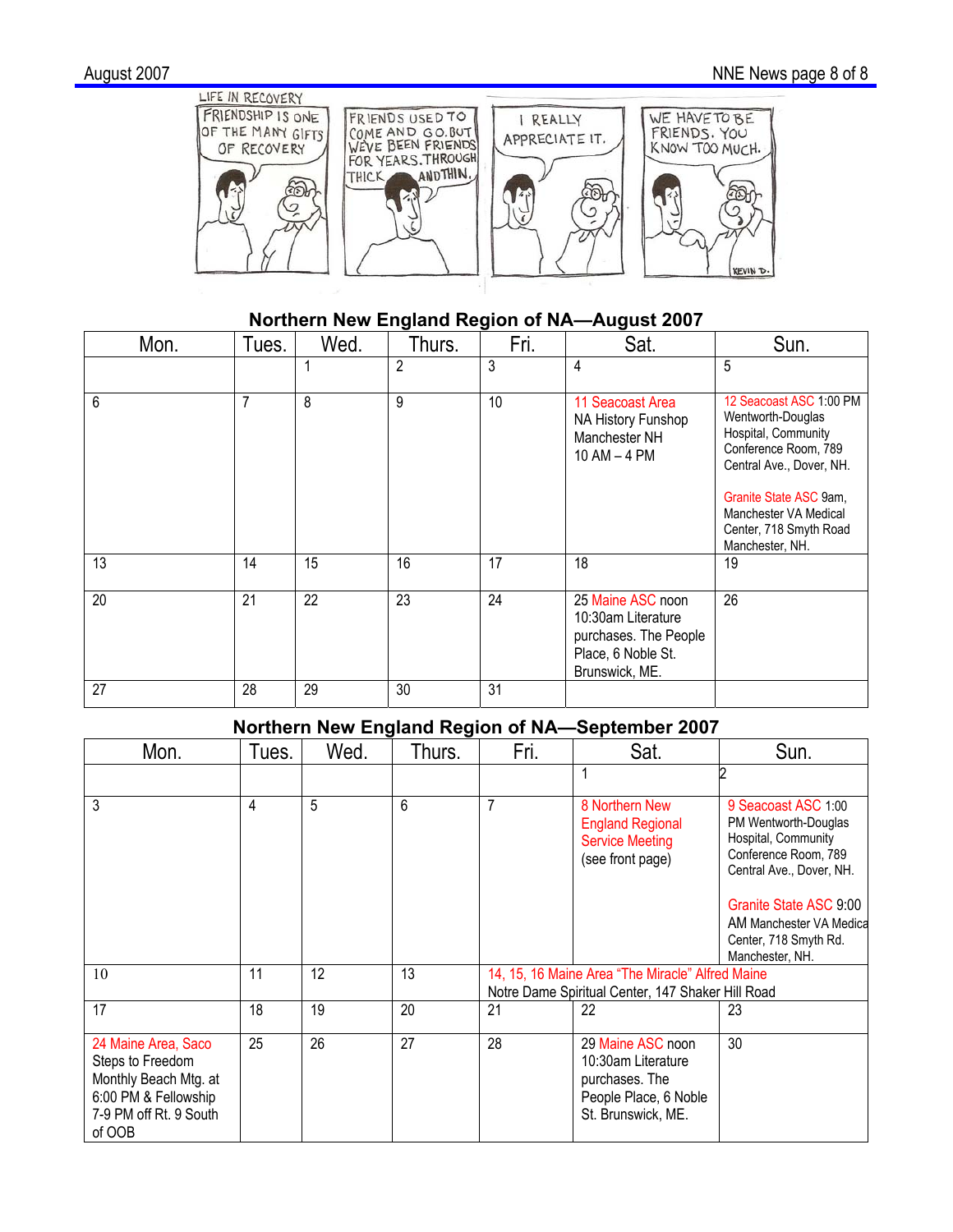## Northern New England Region of NA—August 2007

| Mon. | Tues. | Wed. | Thurs. | Fri. | Sat. | Sun. |
|---|---|---|---|---|---|---|
| | | 1 | 2 | 3 | 4 | 5 |
| 6 | 7 | 8 | 9 | 10 | 11 Seacoast Area NA History Funshop Manchester NH 10 AM – 4 PM | 12 Seacoast ASC 1:00 PM Wentworth-Douglas Hospital, Community Conference Room, 789 Central Ave., Dover, NH. Granite State ASC 9am, Manchester VA Medical Center, 718 Smyth Road Manchester, NH. |
| 13 | 14 | 15 | 16 | 17 | 18 | 19 |
| 20 | 21 | 22 | 23 | 24 | 25 Maine ASC noon 10:30am Literature purchases. The People Place, 6 Noble St. Brunswick, ME. | 26 |
| 27 | 28 | 29 | 30 | 31 | | |

## Northern New England Region of NA—September 2007

| Mon. | Tues. | Wed. | Thurs. | Fri. | Sat. | Sun. |
|---|---|---|---|---|---|---|
| | | | | | 1 | 2 |
| 3 | 4 | 5 | 6 | 7 | 8 Northern New England Regional Service Meeting (see front page) | 9 Seacoast ASC 1:00 PM Wentworth-Douglas Hospital, Community Conference Room, 789 Central Ave., Dover, NH. Granite State ASC 9:00 AM Manchester VA Medica Center, 718 Smyth Rd. Manchester, NH. |
| 10 | 11 | 12 | 13 | 14, 15, 16 Maine Area "The Miracle" Alfred Maine Notre Dame Spiritual Center, 147 Shaker Hill Road | | |
| 17 | 18 | 19 | 20 | 21 | 22 | 23 |
| 24 Maine Area, Saco Steps to Freedom Monthly Beach Mtg. at 6:00 PM & Fellowship 7-9 PM off Rt. 9 South of OOB | 25 | 26 | 27 | 28 | 29 Maine ASC noon 10:30am Literature purchases. The People Place, 6 Noble St. Brunswick, ME. | 30 |